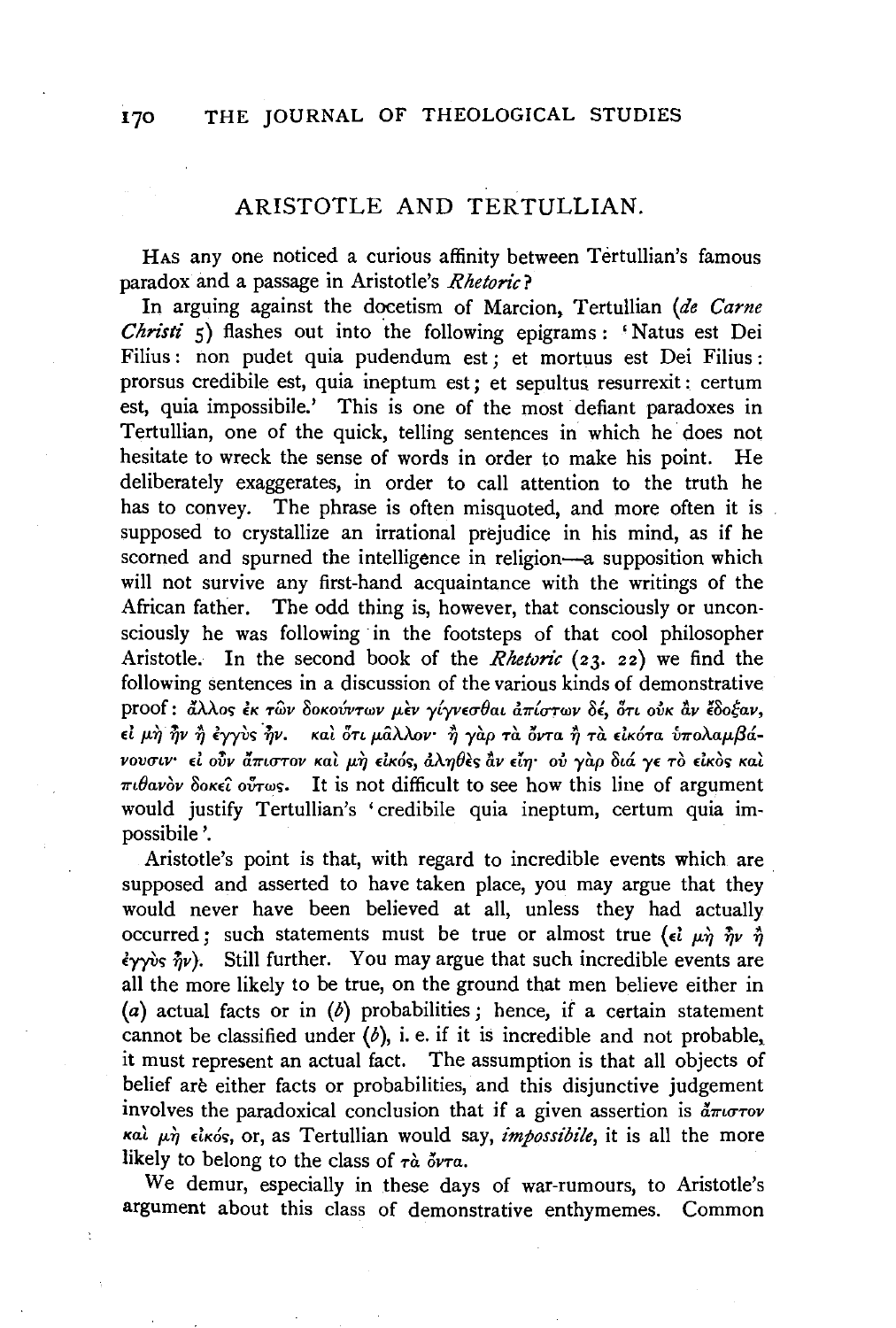## ARISTOTLE AND TERTULLIAN.

HAS any one noticed a curious affinity between Tertullian's famous paradox and a passage in Aristotle's *Rhetoric*?

In arguing against the docetism of Marcion, Tertullian (*de Carne Christi* 5) flashes out into the following epigrams: 'Natus est Dei Filius: non pudet quia pudendum est; et mortuus est Dei Filius: prorsus credibile est, quia ineptum est; et sepultus resurrexit: certum est, quia impossibile.' This is one of the most defiant paradoxes in Tertullian, one of the quick, telling sentences in which he does not hesitate to wreck the sense of words in order to make his point. He deliberately exaggerates, in order to call attention to the truth he has to convey. The phrase is often misquoted, and more often it is supposed to crystallize an irrational prejudice in his mind, as if he scorned and spurned the intelligence in religion—a supposition which will not survive any first-hand acquaintance with the writings of the African father. The odd thing is, however, that consciously or unconsciously he was following in the footsteps of that cool philosopher Aristotle. In the second book of the *Rhetoric* (23. 22) we find the following sentences in a discussion of the various kinds of demonstrative proof: ἄλλος ἐκ τῶν δοκούντων μὲν γίγνεσθαι ἀπίστων δέ, ὅτι οὐκ ἂν ἔδοξαν, εἰ μὴ ἦν ἢ ἐγγὺς ἦν. καὶ ὅτι μᾶλλον· ἢ γὰρ τὰ ὄντα ἢ τὰ εἰκότα ὑπολαμβάνουσιν· εἰ οὖν ἄπιστον καὶ μὴ εἰκός, ἀληθὲς ἂν εἴη· οὐ γὰρ διά γε τὸ εἰκὸς καὶ πιθανὸν δοκεῖ οὕτως. It is not difficult to see how this line of argument would justify Tertullian's 'credibile quia ineptum, certum quia impossibile'.

Aristotle's point is that, with regard to incredible events which are supposed and asserted to have taken place, you may argue that they would never have been believed at all, unless they had actually occurred; such statements must be true or almost true (εἰ μὴ ἦν ἢ ἐγγὺς ἦν). Still further. You may argue that such incredible events are all the more likely to be true, on the ground that men believe either in (*a*) actual facts or in (*b*) probabilities; hence, if a certain statement cannot be classified under (*b*), i. e. if it is incredible and not probable, it must represent an actual fact. The assumption is that all objects of belief are either facts or probabilities, and this disjunctive judgement involves the paradoxical conclusion that if a given assertion is ἄπιστον καὶ μὴ εἰκός, or, as Tertullian would say, *impossibile*, it is all the more likely to belong to the class of τὰ ὄντα.

We demur, especially in these days of war-rumours, to Aristotle's argument about this class of demonstrative enthymemes. Common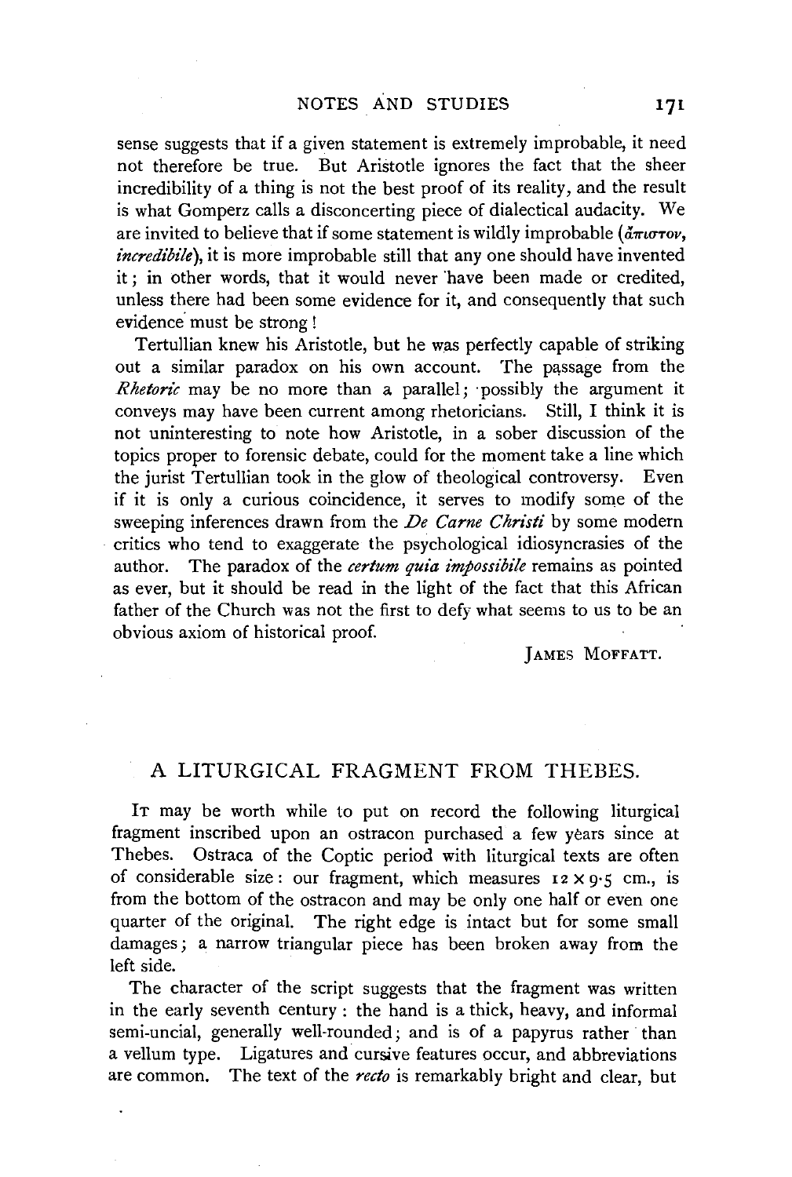sense suggests that if a given statement is extremely improbable, it need not therefore be true. But Aristotle ignores the fact that the sheer incredibility of a thing is not the best proof of its reality, and the result is what Gomperz calls a disconcerting piece of dialectical audacity. We are invited to believe that if some statement is wildly improbable (ἄπιστον, *incredibile*), it is more improbable still that any one should have invented it; in other words, that it would never have been made or credited, unless there had been some evidence for it, and consequently that such evidence must be strong!

Tertullian knew his Aristotle, but he was perfectly capable of striking out a similar paradox on his own account. The passage from the *Rhetoric* may be no more than a parallel; possibly the argument it conveys may have been current among rhetoricians. Still, I think it is not uninteresting to note how Aristotle, in a sober discussion of the topics proper to forensic debate, could for the moment take a line which the jurist Tertullian took in the glow of theological controversy. Even if it is only a curious coincidence, it serves to modify some of the sweeping inferences drawn from the *De Carne Christi* by some modern critics who tend to exaggerate the psychological idiosyncrasies of the author. The paradox of the *certum quia impossibile* remains as pointed as ever, but it should be read in the light of the fact that this African father of the Church was not the first to defy what seems to us to be an obvious axiom of historical proof.

JAMES MOFFATT.

## A LITURGICAL FRAGMENT FROM THEBES.

IT may be worth while to put on record the following liturgical fragment inscribed upon an ostracon purchased a few years since at Thebes. Ostraca of the Coptic period with liturgical texts are often of considerable size: our fragment, which measures 12 × 9·5 cm., is from the bottom of the ostracon and may be only one half or even one quarter of the original. The right edge is intact but for some small damages; a narrow triangular piece has been broken away from the left side.

The character of the script suggests that the fragment was written in the early seventh century: the hand is a thick, heavy, and informal semi-uncial, generally well-rounded; and is of a papyrus rather than a vellum type. Ligatures and cursive features occur, and abbreviations are common. The text of the *recto* is remarkably bright and clear, but